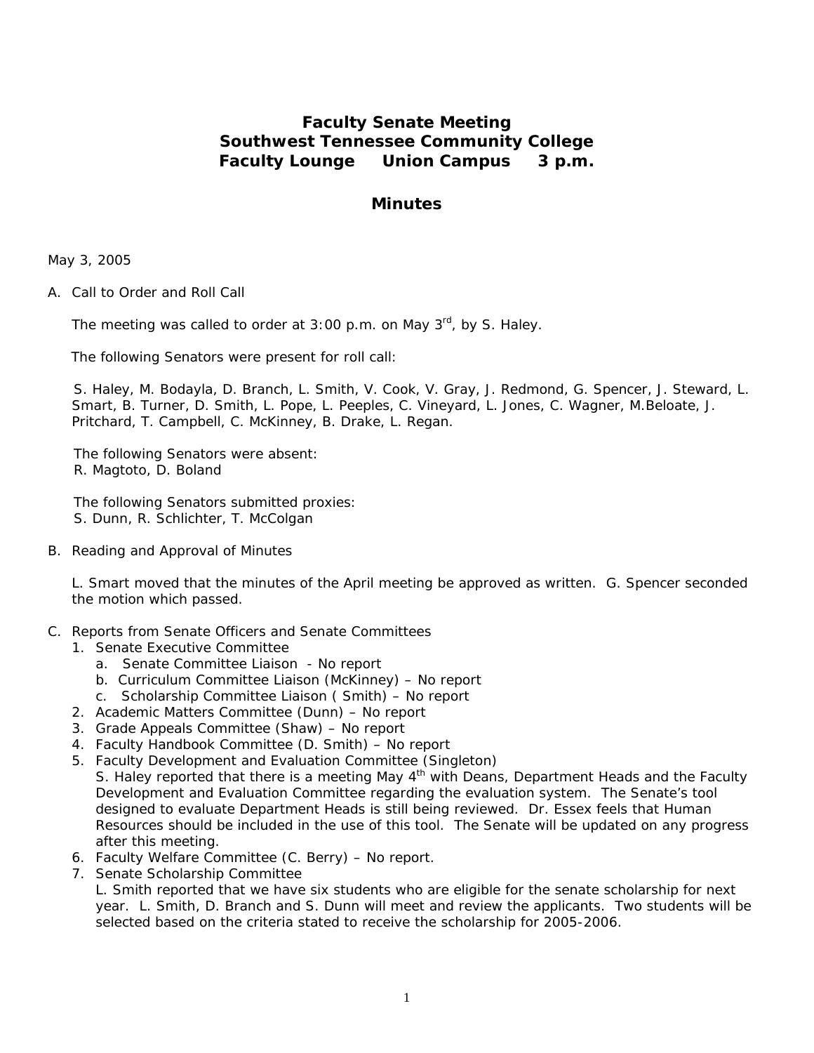# Faculty Senate Meeting
# Southwest Tennessee Community College
# Faculty Lounge Union Campus 3 p.m.

## Minutes

May 3, 2005

A. Call to Order and Roll Call

The meeting was called to order at 3:00 p.m. on May 3rd, by S. Haley.

The following Senators were present for roll call:

S. Haley, M. Bodayla, D. Branch, L. Smith, V. Cook, V. Gray, J. Redmond, G. Spencer, J. Steward, L. Smart, B. Turner, D. Smith, L. Pope, L. Peeples, C. Vineyard, L. Jones, C. Wagner, M.Beloate, J. Pritchard, T. Campbell, C. McKinney, B. Drake, L. Regan.

The following Senators were absent:
R. Magtoto, D. Boland

The following Senators submitted proxies:
S. Dunn, R. Schlichter, T. McColgan

B. Reading and Approval of Minutes

L. Smart moved that the minutes of the April meeting be approved as written. G. Spencer seconded the motion which passed.

C. Reports from Senate Officers and Senate Committees
1. Senate Executive Committee
    a. Senate Committee Liaison - No report
    b. Curriculum Committee Liaison (McKinney) – No report
    c. Scholarship Committee Liaison ( Smith) – No report
2. Academic Matters Committee (Dunn) – No report
3. Grade Appeals Committee (Shaw) – No report
4. Faculty Handbook Committee (D. Smith) – No report
5. Faculty Development and Evaluation Committee (Singleton)
   S. Haley reported that there is a meeting May 4th with Deans, Department Heads and the Faculty Development and Evaluation Committee regarding the evaluation system. The Senate's tool designed to evaluate Department Heads is still being reviewed. Dr. Essex feels that Human Resources should be included in the use of this tool. The Senate will be updated on any progress after this meeting.
6. Faculty Welfare Committee (C. Berry) – No report.
7. Senate Scholarship Committee
   L. Smith reported that we have six students who are eligible for the senate scholarship for next year. L. Smith, D. Branch and S. Dunn will meet and review the applicants. Two students will be selected based on the criteria stated to receive the scholarship for 2005-2006.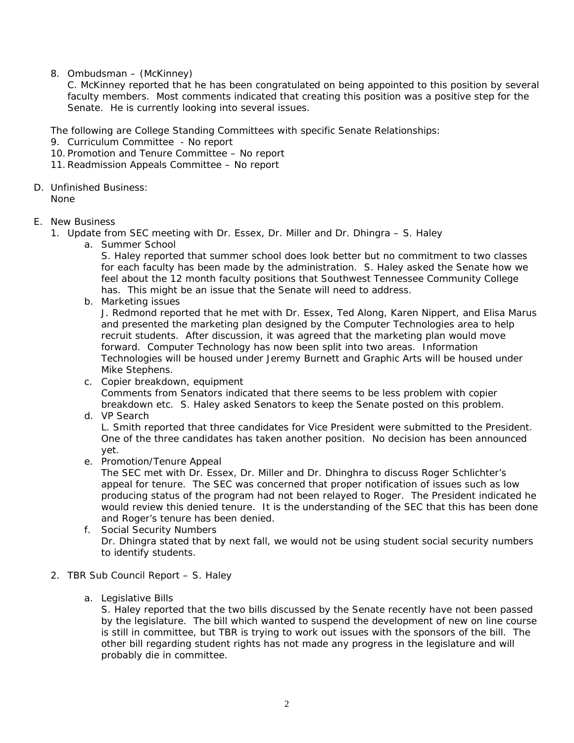8. Ombudsman – (McKinney)
   C. McKinney reported that he has been congratulated on being appointed to this position by several faculty members. Most comments indicated that creating this position was a positive step for the Senate. He is currently looking into several issues.

The following are College Standing Committees with specific Senate Relationships:

9. Curriculum Committee - No report
10. Promotion and Tenure Committee – No report
11. Readmission Appeals Committee – No report

D. Unfinished Business:
   None

E. New Business

1. Update from SEC meeting with Dr. Essex, Dr. Miller and Dr. Dhingra – S. Haley
   a. Summer School
      S. Haley reported that summer school does look better but no commitment to two classes for each faculty has been made by the administration. S. Haley asked the Senate how we feel about the 12 month faculty positions that Southwest Tennessee Community College has. This might be an issue that the Senate will need to address.
   b. Marketing issues
      J. Redmond reported that he met with Dr. Essex, Ted Along, Karen Nippert, and Elisa Marus and presented the marketing plan designed by the Computer Technologies area to help recruit students. After discussion, it was agreed that the marketing plan would move forward. Computer Technology has now been split into two areas. Information Technologies will be housed under Jeremy Burnett and Graphic Arts will be housed under Mike Stephens.
   c. Copier breakdown, equipment
      Comments from Senators indicated that there seems to be less problem with copier breakdown etc. S. Haley asked Senators to keep the Senate posted on this problem.
   d. VP Search
      L. Smith reported that three candidates for Vice President were submitted to the President. One of the three candidates has taken another position. No decision has been announced yet.
   e. Promotion/Tenure Appeal
      The SEC met with Dr. Essex, Dr. Miller and Dr. Dhinghra to discuss Roger Schlichter's appeal for tenure. The SEC was concerned that proper notification of issues such as low producing status of the program had not been relayed to Roger. The President indicated he would review this denied tenure. It is the understanding of the SEC that this has been done and Roger's tenure has been denied.
   f. Social Security Numbers
      Dr. Dhingra stated that by next fall, we would not be using student social security numbers to identify students.

2. TBR Sub Council Report – S. Haley

   a. Legislative Bills
      S. Haley reported that the two bills discussed by the Senate recently have not been passed by the legislature. The bill which wanted to suspend the development of new on line course is still in committee, but TBR is trying to work out issues with the sponsors of the bill. The other bill regarding student rights has not made any progress in the legislature and will probably die in committee.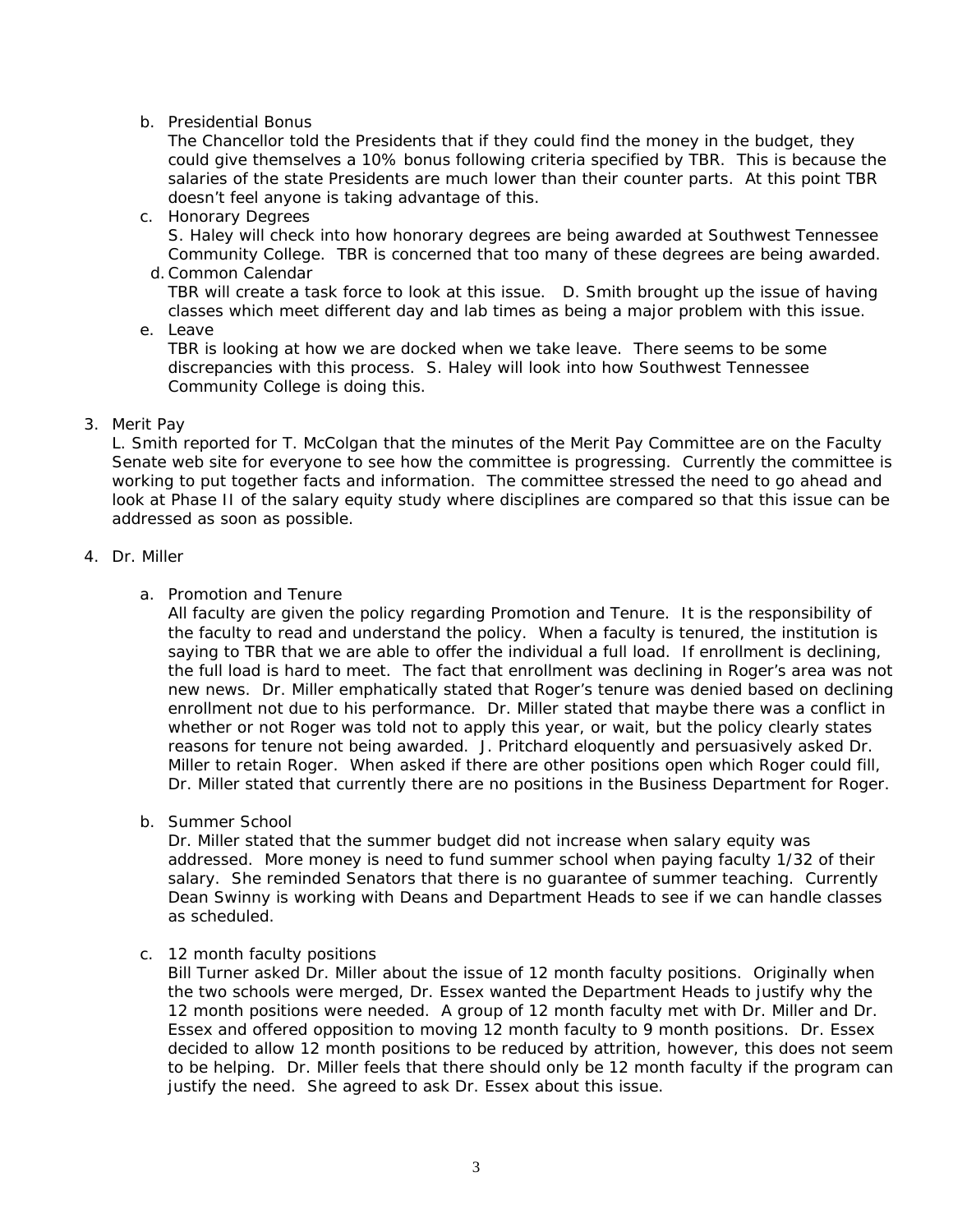b. Presidential Bonus
   The Chancellor told the Presidents that if they could find the money in the budget, they could give themselves a 10% bonus following criteria specified by TBR. This is because the salaries of the state Presidents are much lower than their counter parts. At this point TBR doesn't feel anyone is taking advantage of this.

c. Honorary Degrees
   S. Haley will check into how honorary degrees are being awarded at Southwest Tennessee Community College. TBR is concerned that too many of these degrees are being awarded.

d. Common Calendar
   TBR will create a task force to look at this issue. D. Smith brought up the issue of having classes which meet different day and lab times as being a major problem with this issue.

e. Leave
   TBR is looking at how we are docked when we take leave. There seems to be some discrepancies with this process. S. Haley will look into how Southwest Tennessee Community College is doing this.

3. Merit Pay
   L. Smith reported for T. McColgan that the minutes of the Merit Pay Committee are on the Faculty Senate web site for everyone to see how the committee is progressing. Currently the committee is working to put together facts and information. The committee stressed the need to go ahead and look at Phase II of the salary equity study where disciplines are compared so that this issue can be addressed as soon as possible.

4. Dr. Miller

   a. Promotion and Tenure
      All faculty are given the policy regarding Promotion and Tenure. It is the responsibility of the faculty to read and understand the policy. When a faculty is tenured, the institution is saying to TBR that we are able to offer the individual a full load. If enrollment is declining, the full load is hard to meet. The fact that enrollment was declining in Roger's area was not new news. Dr. Miller emphatically stated that Roger's tenure was denied based on declining enrollment not due to his performance. Dr. Miller stated that maybe there was a conflict in whether or not Roger was told not to apply this year, or wait, but the policy clearly states reasons for tenure not being awarded. J. Pritchard eloquently and persuasively asked Dr. Miller to retain Roger. When asked if there are other positions open which Roger could fill, Dr. Miller stated that currently there are no positions in the Business Department for Roger.

   b. Summer School
      Dr. Miller stated that the summer budget did not increase when salary equity was addressed. More money is need to fund summer school when paying faculty 1/32 of their salary. She reminded Senators that there is no guarantee of summer teaching. Currently Dean Swinny is working with Deans and Department Heads to see if we can handle classes as scheduled.

   c. 12 month faculty positions
      Bill Turner asked Dr. Miller about the issue of 12 month faculty positions. Originally when the two schools were merged, Dr. Essex wanted the Department Heads to justify why the 12 month positions were needed. A group of 12 month faculty met with Dr. Miller and Dr. Essex and offered opposition to moving 12 month faculty to 9 month positions. Dr. Essex decided to allow 12 month positions to be reduced by attrition, however, this does not seem to be helping. Dr. Miller feels that there should only be 12 month faculty if the program can justify the need. She agreed to ask Dr. Essex about this issue.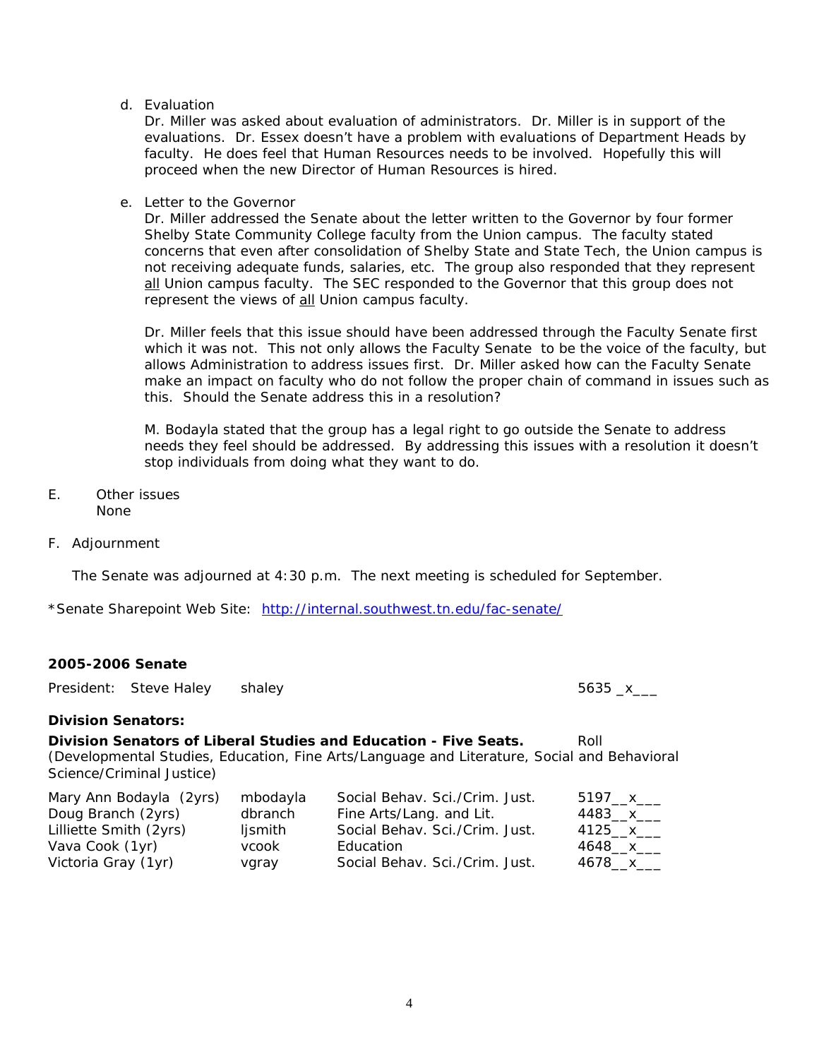d. Evaluation

   Dr. Miller was asked about evaluation of administrators. Dr. Miller is in support of the evaluations. Dr. Essex doesn't have a problem with evaluations of Department Heads by faculty. He does feel that Human Resources needs to be involved. Hopefully this will proceed when the new Director of Human Resources is hired.

e. Letter to the Governor

   Dr. Miller addressed the Senate about the letter written to the Governor by four former Shelby State Community College faculty from the Union campus. The faculty stated concerns that even after consolidation of Shelby State and State Tech, the Union campus is not receiving adequate funds, salaries, etc. The group also responded that they represent <u>all</u> Union campus faculty. The SEC responded to the Governor that this group does not represent the views of <u>all</u> Union campus faculty.

   Dr. Miller feels that this issue should have been addressed through the Faculty Senate first which it was not. This not only allows the Faculty Senate to be the voice of the faculty, but allows Administration to address issues first. Dr. Miller asked how can the Faculty Senate make an impact on faculty who do not follow the proper chain of command in issues such as this. Should the Senate address this in a resolution?

   M. Bodayla stated that the group has a legal right to go outside the Senate to address needs they feel should be addressed. By addressing this issues with a resolution it doesn't stop individuals from doing what they want to do.

E. Other issues

   None

F. Adjournment

   The Senate was adjourned at 4:30 p.m. The next meeting is scheduled for September.

*Senate Sharepoint Web Site: [http://internal.southwest.tn.edu/fac-senate/](http://internal.southwest.tn.edu/fac-senate/)

**2005-2006 Senate**

President: Steve Haley shaley 5635 _x___

**Division Senators:**

**Division Senators of Liberal Studies and Education - Five Seats.** Roll

(Developmental Studies, Education, Fine Arts/Language and Literature, Social and Behavioral Science/Criminal Justice)

| | | | |
|---|---|---|---|
| Mary Ann Bodayla (2yrs) | mbodayla | Social Behav. Sci./Crim. Just. | 5197__x___ |
| Doug Branch (2yrs) | dbranch | Fine Arts/Lang. and Lit. | 4483__x___ |
| Lilliette Smith (2yrs) | ljsmith | Social Behav. Sci./Crim. Just. | 4125__x___ |
| Vava Cook (1yr) | vcook | Education | 4648__x___ |
| Victoria Gray (1yr) | vgray | Social Behav. Sci./Crim. Just. | 4678__x___ |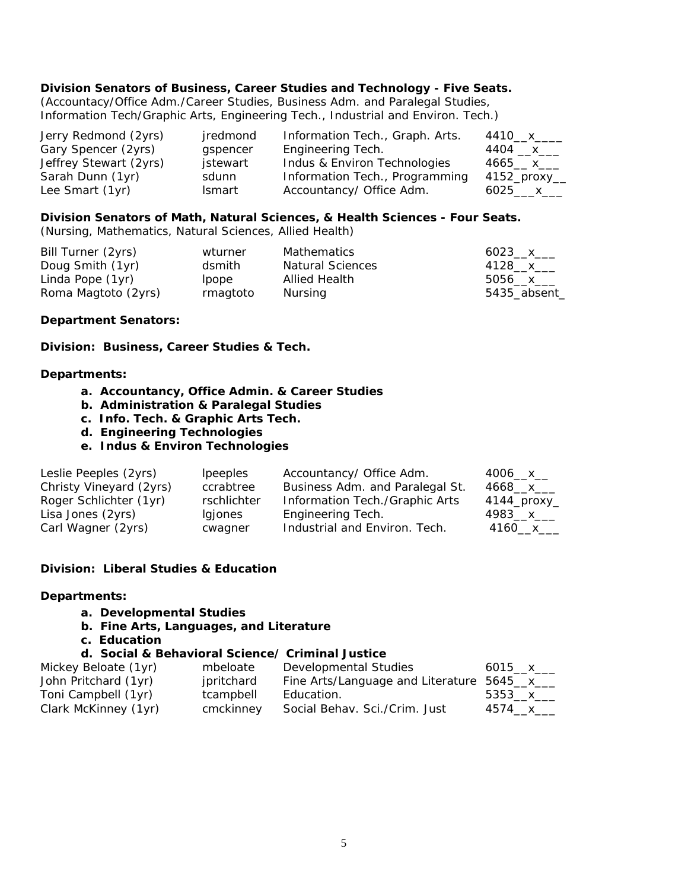**Division Senators of Business, Career Studies and Technology - Five Seats.**
(Accountancy/Office Adm./Career Studies, Business Adm. and Paralegal Studies, Information Tech/Graphic Arts, Engineering Tech., Industrial and Environ. Tech.)

| | | | |
|---|---|---|---|
| Jerry Redmond (2yrs) | jredmond | Information Tech., Graph. Arts. | 4410__x____ |
| Gary Spencer (2yrs) | gspencer | Engineering Tech. | 4404 __x___ |
| Jeffrey Stewart (2yrs) | jstewart | Indus & Environ Technologies | 4665__ x___ |
| Sarah Dunn (1yr) | sdunn | Information Tech., Programming | 4152_proxy__ |
| Lee Smart (1yr) | lsmart | Accountancy/ Office Adm. | 6025___x___ |

**Division Senators of Math, Natural Sciences, & Health Sciences - Four Seats.**
(Nursing, Mathematics, Natural Sciences, Allied Health)

| | | | |
|---|---|---|---|
| Bill Turner (2yrs) | wturner | Mathematics | 6023__x___ |
| Doug Smith (1yr) | dsmith | Natural Sciences | 4128__x___ |
| Linda Pope (1yr) | lpope | Allied Health | 5056__x___ |
| Roma Magtoto (2yrs) | rmagtoto | Nursing | 5435_absent_ |

**Department Senators:**

**Division: Business, Career Studies & Tech.**

**Departments:**

- **a. Accountancy, Office Admin. & Career Studies**
- **b. Administration & Paralegal Studies**
- **c. Info. Tech. & Graphic Arts Tech.**
- **d. Engineering Technologies**
- **e. Indus & Environ Technologies**

| | | | |
|---|---|---|---|
| Leslie Peeples (2yrs) | lpeeples | Accountancy/ Office Adm. | 4006__x__ |
| Christy Vineyard (2yrs) | ccrabtree | Business Adm. and Paralegal St. | 4668__x___ |
| Roger Schlichter (1yr) | rschlichter | Information Tech./Graphic Arts | 4144_proxy_ |
| Lisa Jones (2yrs) | lgjones | Engineering Tech. | 4983__x___ |
| Carl Wagner (2yrs) | cwagner | Industrial and Environ. Tech. | 4160__x___ |

**Division: Liberal Studies & Education**

**Departments:**

- **a. Developmental Studies**
- **b. Fine Arts, Languages, and Literature**
- **c. Education**
- **d. Social & Behavioral Science/ Criminal Justice**

| | | | |
|---|---|---|---|
| Mickey Beloate (1yr) | mbeloate | Developmental Studies | 6015__x___ |
| John Pritchard (1yr) | jpritchard | Fine Arts/Language and Literature | 5645__x___ |
| Toni Campbell (1yr) | tcampbell | Education. | 5353__x___ |
| Clark McKinney (1yr) | cmckinney | Social Behav. Sci./Crim. Just | 4574__x___ |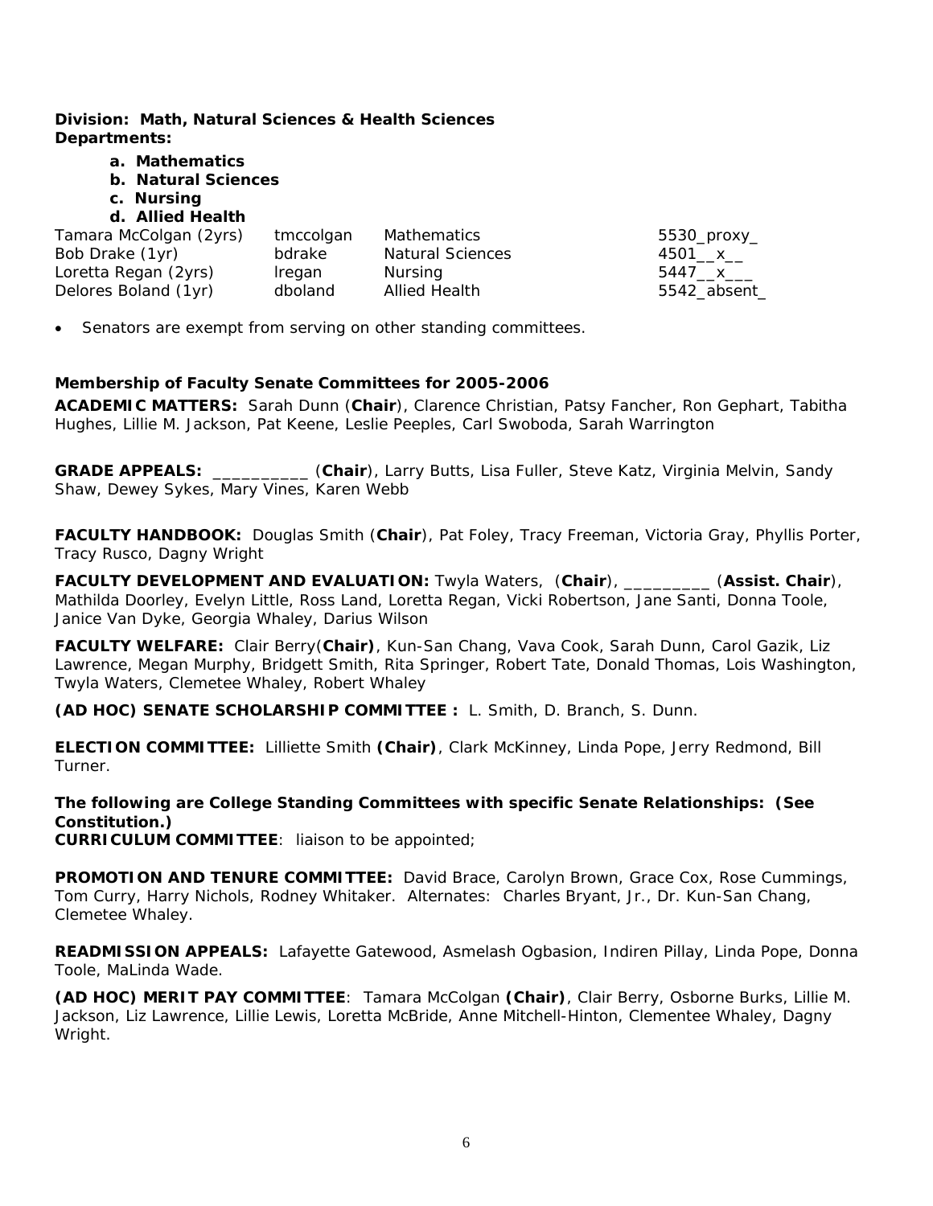**Division: Math, Natural Sciences & Health Sciences**
**Departments:**

- **a. Mathematics**
- **b. Natural Sciences**
- **c. Nursing**
- **d. Allied Health**

| | | | |
|---|---|---|---|
| Tamara McColgan (2yrs) | tmccolgan | Mathematics | 5530_proxy_ |
| Bob Drake (1yr) | bdrake | Natural Sciences | 4501__x__ |
| Loretta Regan (2yrs) | lregan | Nursing | 5447__x___ |
| Delores Boland (1yr) | dboland | Allied Health | 5542_absent_ |

- Senators are exempt from serving on other standing committees.

**Membership of Faculty Senate Committees for 2005-2006**

**ACADEMIC MATTERS:** Sarah Dunn (**Chair**), Clarence Christian, Patsy Fancher, Ron Gephart, Tabitha Hughes, Lillie M. Jackson, Pat Keene, Leslie Peeples, Carl Swoboda, Sarah Warrington

**GRADE APPEALS:** __________ (**Chair**), Larry Butts, Lisa Fuller, Steve Katz, Virginia Melvin, Sandy Shaw, Dewey Sykes, Mary Vines, Karen Webb

**FACULTY HANDBOOK:** Douglas Smith (**Chair**), Pat Foley, Tracy Freeman, Victoria Gray, Phyllis Porter, Tracy Rusco, Dagny Wright

**FACULTY DEVELOPMENT AND EVALUATION:** Twyla Waters, (**Chair**), _________ (**Assist. Chair**), Mathilda Doorley, Evelyn Little, Ross Land, Loretta Regan, Vicki Robertson, Jane Santi, Donna Toole, Janice Van Dyke, Georgia Whaley, Darius Wilson

**FACULTY WELFARE:** Clair Berry(**Chair)**, Kun-San Chang, Vava Cook, Sarah Dunn, Carol Gazik, Liz Lawrence, Megan Murphy, Bridgett Smith, Rita Springer, Robert Tate, Donald Thomas, Lois Washington, Twyla Waters, Clemetee Whaley, Robert Whaley

**(AD HOC) SENATE SCHOLARSHIP COMMITTEE :** L. Smith, D. Branch, S. Dunn.

**ELECTION COMMITTEE:** Lilliette Smith **(Chair)**, Clark McKinney, Linda Pope, Jerry Redmond, Bill Turner.

**The following are College Standing Committees with specific Senate Relationships: (See Constitution.)**
**CURRICULUM COMMITTEE**: liaison to be appointed;

**PROMOTION AND TENURE COMMITTEE:** David Brace, Carolyn Brown, Grace Cox, Rose Cummings, Tom Curry, Harry Nichols, Rodney Whitaker. Alternates: Charles Bryant, Jr., Dr. Kun-San Chang, Clemetee Whaley.

**READMISSION APPEALS:** Lafayette Gatewood, Asmelash Ogbasion, Indiren Pillay, Linda Pope, Donna Toole, MaLinda Wade.

**(AD HOC) MERIT PAY COMMITTEE**: Tamara McColgan **(Chair)**, Clair Berry, Osborne Burks, Lillie M. Jackson, Liz Lawrence, Lillie Lewis, Loretta McBride, Anne Mitchell-Hinton, Clementee Whaley, Dagny Wright.